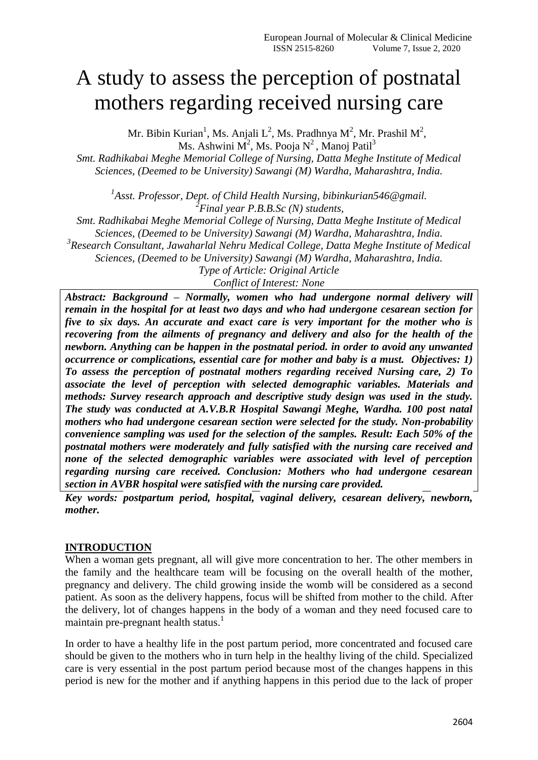# A study to assess the perception of postnatal mothers regarding received nursing care

Mr. Bibin Kurian[1], Ms. Anjali L[2], Ms. Pradhnya M[2], Mr. Prashil M[2], Ms. Ashwini M[2], Ms. Pooja N[2], Manoj Patil[3]

*Smt. Radhikabai Meghe Memorial College of Nursing, Datta Meghe Institute of Medical Sciences, (Deemed to be University) Sawangi (M) Wardha, Maharashtra, India.*

*[1]Asst. Professor, Dept. of Child Health Nursing, bibinkurian546@gmail.*
*[2]Final year P.B.B.Sc (N) students,*
*Smt. Radhikabai Meghe Memorial College of Nursing, Datta Meghe Institute of Medical Sciences, (Deemed to be University) Sawangi (M) Wardha, Maharashtra, India.*
*[3]Research Consultant, Jawaharlal Nehru Medical College, Datta Meghe Institute of Medical Sciences, (Deemed to be University) Sawangi (M) Wardha, Maharashtra, India.*
*Type of Article: Original Article*
*Conflict of Interest: None*

***Abstract: Background – Normally, women who had undergone normal delivery will remain in the hospital for at least two days and who had undergone cesarean section for five to six days. An accurate and exact care is very important for the mother who is recovering from the ailments of pregnancy and delivery and also for the health of the newborn. Anything can be happen in the postnatal period. in order to avoid any unwanted occurrence or complications, essential care for mother and baby is a must. Objectives: 1) To assess the perception of postnatal mothers regarding received Nursing care, 2) To associate the level of perception with selected demographic variables. Materials and methods: Survey research approach and descriptive study design was used in the study. The study was conducted at A.V.B.R Hospital Sawangi Meghe, Wardha. 100 post natal mothers who had undergone cesarean section were selected for the study. Non-probability convenience sampling was used for the selection of the samples. Result: Each 50% of the postnatal mothers were moderately and fully satisfied with the nursing care received and none of the selected demographic variables were associated with level of perception regarding nursing care received. Conclusion: Mothers who had undergone cesarean section in AVBR hospital were satisfied with the nursing care provided.***

***Key words: postpartum period, hospital, vaginal delivery, cesarean delivery, newborn, mother.***

## INTRODUCTION

When a woman gets pregnant, all will give more concentration to her. The other members in the family and the healthcare team will be focusing on the overall health of the mother, pregnancy and delivery. The child growing inside the womb will be considered as a second patient. As soon as the delivery happens, focus will be shifted from mother to the child. After the delivery, lot of changes happens in the body of a woman and they need focused care to maintain pre-pregnant health status.[1]

In order to have a healthy life in the post partum period, more concentrated and focused care should be given to the mothers who in turn help in the healthy living of the child. Specialized care is very essential in the post partum period because most of the changes happens in this period is new for the mother and if anything happens in this period due to the lack of proper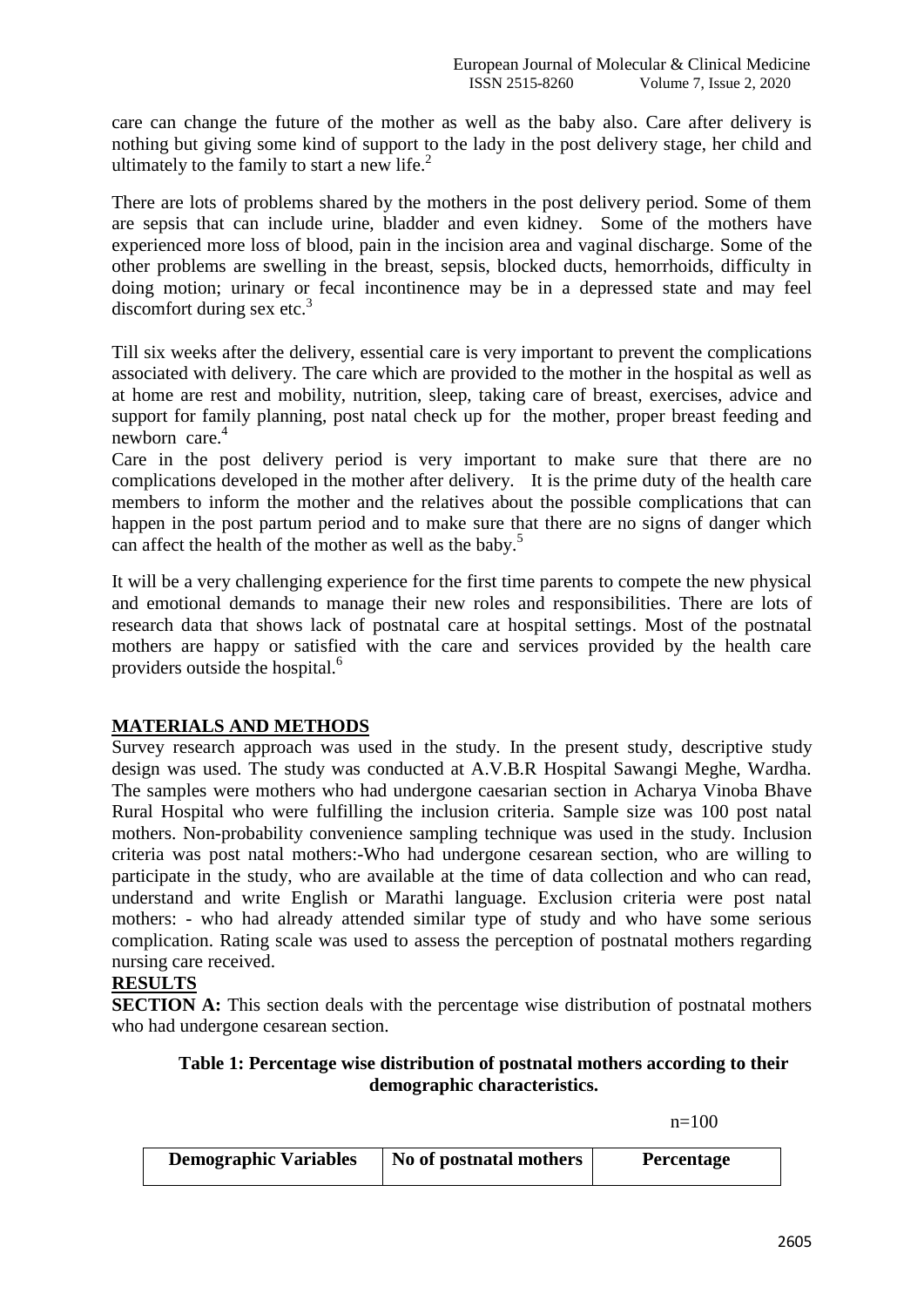care can change the future of the mother as well as the baby also. Care after delivery is nothing but giving some kind of support to the lady in the post delivery stage, her child and ultimately to the family to start a new life.[2]

There are lots of problems shared by the mothers in the post delivery period. Some of them are sepsis that can include urine, bladder and even kidney. Some of the mothers have experienced more loss of blood, pain in the incision area and vaginal discharge. Some of the other problems are swelling in the breast, sepsis, blocked ducts, hemorrhoids, difficulty in doing motion; urinary or fecal incontinence may be in a depressed state and may feel discomfort during sex etc.[3]

Till six weeks after the delivery, essential care is very important to prevent the complications associated with delivery. The care which are provided to the mother in the hospital as well as at home are rest and mobility, nutrition, sleep, taking care of breast, exercises, advice and support for family planning, post natal check up for the mother, proper breast feeding and newborn care.[4]

Care in the post delivery period is very important to make sure that there are no complications developed in the mother after delivery. It is the prime duty of the health care members to inform the mother and the relatives about the possible complications that can happen in the post partum period and to make sure that there are no signs of danger which can affect the health of the mother as well as the baby.[5]

It will be a very challenging experience for the first time parents to compete the new physical and emotional demands to manage their new roles and responsibilities. There are lots of research data that shows lack of postnatal care at hospital settings. Most of the postnatal mothers are happy or satisfied with the care and services provided by the health care providers outside the hospital.[6]

## MATERIALS AND METHODS

Survey research approach was used in the study. In the present study, descriptive study design was used. The study was conducted at A.V.B.R Hospital Sawangi Meghe, Wardha. The samples were mothers who had undergone caesarian section in Acharya Vinoba Bhave Rural Hospital who were fulfilling the inclusion criteria. Sample size was 100 post natal mothers. Non-probability convenience sampling technique was used in the study. Inclusion criteria was post natal mothers:-Who had undergone cesarean section, who are willing to participate in the study, who are available at the time of data collection and who can read, understand and write English or Marathi language. Exclusion criteria were post natal mothers: - who had already attended similar type of study and who have some serious complication. Rating scale was used to assess the perception of postnatal mothers regarding nursing care received.

## RESULTS

**SECTION A:** This section deals with the percentage wise distribution of postnatal mothers who had undergone cesarean section.

**Table 1: Percentage wise distribution of postnatal mothers according to their demographic characteristics.**

n=100

| Demographic Variables | No of postnatal mothers | Percentage |
|---|---|---|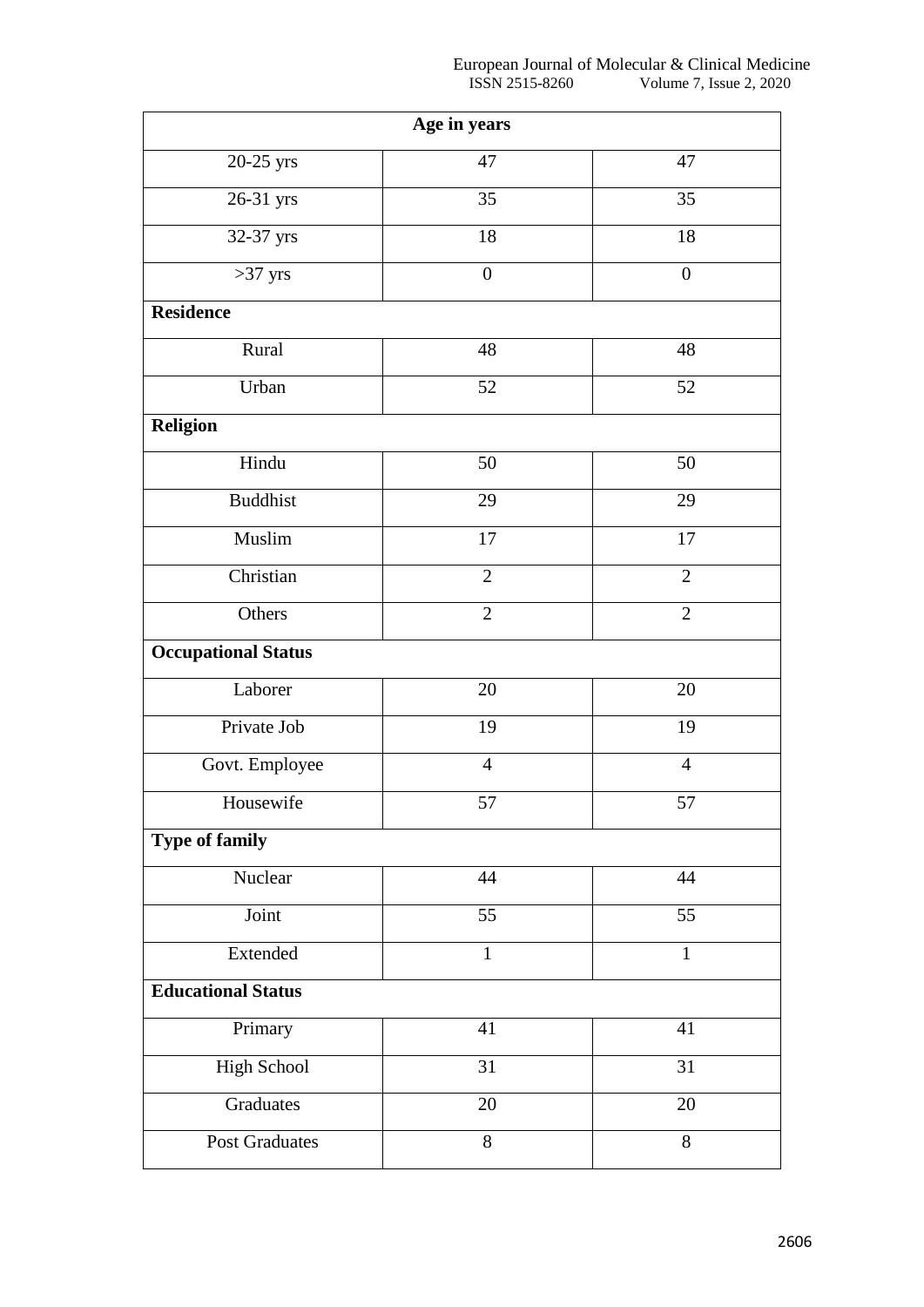| Age in years | | |
|---|---|---|
| 20-25 yrs | 47 | 47 |
| 26-31 yrs | 35 | 35 |
| 32-37 yrs | 18 | 18 |
| >37 yrs | 0 | 0 |
| **Residence** | | |
| Rural | 48 | 48 |
| Urban | 52 | 52 |
| **Religion** | | |
| Hindu | 50 | 50 |
| Buddhist | 29 | 29 |
| Muslim | 17 | 17 |
| Christian | 2 | 2 |
| Others | 2 | 2 |
| **Occupational Status** | | |
| Laborer | 20 | 20 |
| Private Job | 19 | 19 |
| Govt. Employee | 4 | 4 |
| Housewife | 57 | 57 |
| **Type of family** | | |
| Nuclear | 44 | 44 |
| Joint | 55 | 55 |
| Extended | 1 | 1 |
| **Educational Status** | | |
| Primary | 41 | 41 |
| High School | 31 | 31 |
| Graduates | 20 | 20 |
| Post Graduates | 8 | 8 |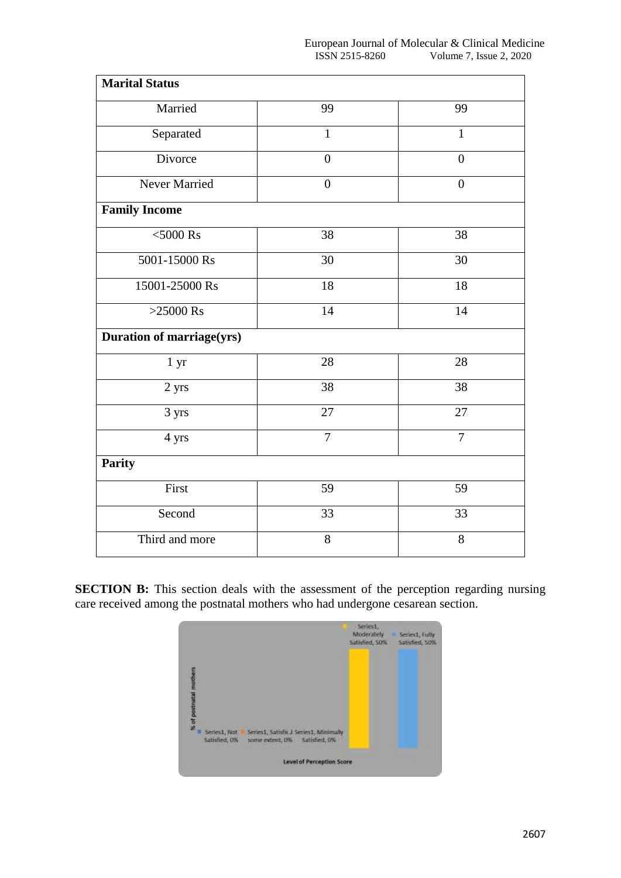| **Marital Status** | | |
|---|---|---|
| Married | 99 | 99 |
| Separated | 1 | 1 |
| Divorce | 0 | 0 |
| Never Married | 0 | 0 |
| **Family Income** | | |
| <5000 Rs | 38 | 38 |
| 5001-15000 Rs | 30 | 30 |
| 15001-25000 Rs | 18 | 18 |
| >25000 Rs | 14 | 14 |
| **Duration of marriage(yrs)** | | |
| 1 yr | 28 | 28 |
| 2 yrs | 38 | 38 |
| 3 yrs | 27 | 27 |
| 4 yrs | 7 | 7 |
| **Parity** | | |
| First | 59 | 59 |
| Second | 33 | 33 |
| Third and more | 8 | 8 |

**SECTION B:** This section deals with the assessment of the perception regarding nursing care received among the postnatal mothers who had undergone cesarean section.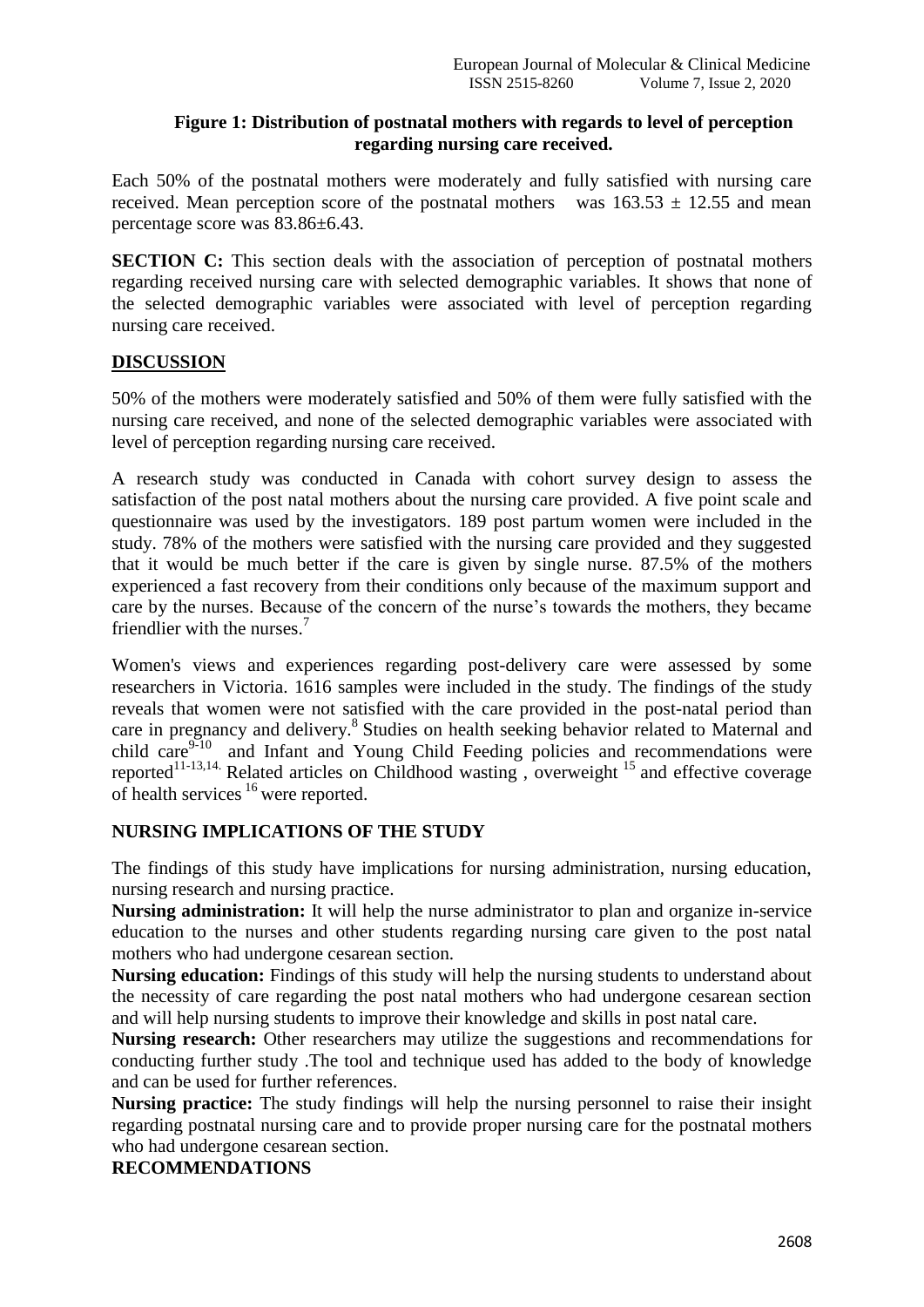**Figure 1: Distribution of postnatal mothers with regards to level of perception regarding nursing care received.**

Each 50% of the postnatal mothers were moderately and fully satisfied with nursing care received. Mean perception score of the postnatal mothers was $163.53 \pm 12.55$ and mean percentage score was $83.86 \pm 6.43$.

**SECTION C:** This section deals with the association of perception of postnatal mothers regarding received nursing care with selected demographic variables. It shows that none of the selected demographic variables were associated with level of perception regarding nursing care received.

## DISCUSSION

50% of the mothers were moderately satisfied and 50% of them were fully satisfied with the nursing care received, and none of the selected demographic variables were associated with level of perception regarding nursing care received.

A research study was conducted in Canada with cohort survey design to assess the satisfaction of the post natal mothers about the nursing care provided. A five point scale and questionnaire was used by the investigators. 189 post partum women were included in the study. 78% of the mothers were satisfied with the nursing care provided and they suggested that it would be much better if the care is given by single nurse. 87.5% of the mothers experienced a fast recovery from their conditions only because of the maximum support and care by the nurses. Because of the concern of the nurse's towards the mothers, they became friendlier with the nurses.[7]

Women's views and experiences regarding post-delivery care were assessed by some researchers in Victoria. 1616 samples were included in the study. The findings of the study reveals that women were not satisfied with the care provided in the post-natal period than care in pregnancy and delivery.[8] Studies on health seeking behavior related to Maternal and child care[9-10] and Infant and Young Child Feeding policies and recommendations were reported[11-13,14.] Related articles on Childhood wasting , overweight [15] and effective coverage of health services [16] were reported.

## NURSING IMPLICATIONS OF THE STUDY

The findings of this study have implications for nursing administration, nursing education, nursing research and nursing practice.

**Nursing administration:** It will help the nurse administrator to plan and organize in-service education to the nurses and other students regarding nursing care given to the post natal mothers who had undergone cesarean section.

**Nursing education:** Findings of this study will help the nursing students to understand about the necessity of care regarding the post natal mothers who had undergone cesarean section and will help nursing students to improve their knowledge and skills in post natal care.

**Nursing research:** Other researchers may utilize the suggestions and recommendations for conducting further study .The tool and technique used has added to the body of knowledge and can be used for further references.

**Nursing practice:** The study findings will help the nursing personnel to raise their insight regarding postnatal nursing care and to provide proper nursing care for the postnatal mothers who had undergone cesarean section.

## RECOMMENDATIONS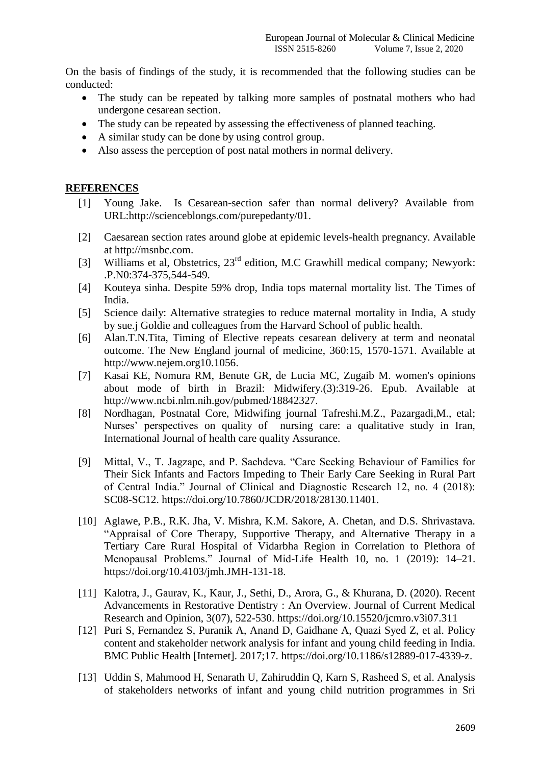On the basis of findings of the study, it is recommended that the following studies can be conducted:

- The study can be repeated by talking more samples of postnatal mothers who had undergone cesarean section.
- The study can be repeated by assessing the effectiveness of planned teaching.
- A similar study can be done by using control group.
- Also assess the perception of post natal mothers in normal delivery.

## REFERENCES

[1] Young Jake. Is Cesarean-section safer than normal delivery? Available from URL:http://scienceblongs.com/purepedanty/01.

[2] Caesarean section rates around globe at epidemic levels-health pregnancy. Available at http://msnbc.com.

[3] Williams et al, Obstetrics, 23rd edition, M.C Grawhill medical company; Newyork: .P.N0:374-375,544-549.

[4] Kouteya sinha. Despite 59% drop, India tops maternal mortality list. The Times of India.

[5] Science daily: Alternative strategies to reduce maternal mortality in India, A study by sue.j Goldie and colleagues from the Harvard School of public health.

[6] Alan.T.N.Tita, Timing of Elective repeats cesarean delivery at term and neonatal outcome. The New England journal of medicine, 360:15, 1570-1571. Available at http://www.nejem.org10.1056.

[7] Kasai KE, Nomura RM, Benute GR, de Lucia MC, Zugaib M. women's opinions about mode of birth in Brazil: Midwifery.(3):319-26. Epub. Available at http://www.ncbi.nlm.nih.gov/pubmed/18842327.

[8] Nordhagan, Postnatal Core, Midwifing journal Tafreshi.M.Z., Pazargadi,M., etal; Nurses' perspectives on quality of nursing care: a qualitative study in Iran, International Journal of health care quality Assurance.

[9] Mittal, V., T. Jagzape, and P. Sachdeva. "Care Seeking Behaviour of Families for Their Sick Infants and Factors Impeding to Their Early Care Seeking in Rural Part of Central India." Journal of Clinical and Diagnostic Research 12, no. 4 (2018): SC08-SC12. https://doi.org/10.7860/JCDR/2018/28130.11401.

[10] Aglawe, P.B., R.K. Jha, V. Mishra, K.M. Sakore, A. Chetan, and D.S. Shrivastava. "Appraisal of Core Therapy, Supportive Therapy, and Alternative Therapy in a Tertiary Care Rural Hospital of Vidarbha Region in Correlation to Plethora of Menopausal Problems." Journal of Mid-Life Health 10, no. 1 (2019): 14–21. https://doi.org/10.4103/jmh.JMH-131-18.

[11] Kalotra, J., Gaurav, K., Kaur, J., Sethi, D., Arora, G., & Khurana, D. (2020). Recent Advancements in Restorative Dentistry : An Overview. Journal of Current Medical Research and Opinion, 3(07), 522-530. https://doi.org/10.15520/jcmro.v3i07.311

[12] Puri S, Fernandez S, Puranik A, Anand D, Gaidhane A, Quazi Syed Z, et al. Policy content and stakeholder network analysis for infant and young child feeding in India. BMC Public Health [Internet]. 2017;17. https://doi.org/10.1186/s12889-017-4339-z.

[13] Uddin S, Mahmood H, Senarath U, Zahiruddin Q, Karn S, Rasheed S, et al. Analysis of stakeholders networks of infant and young child nutrition programmes in Sri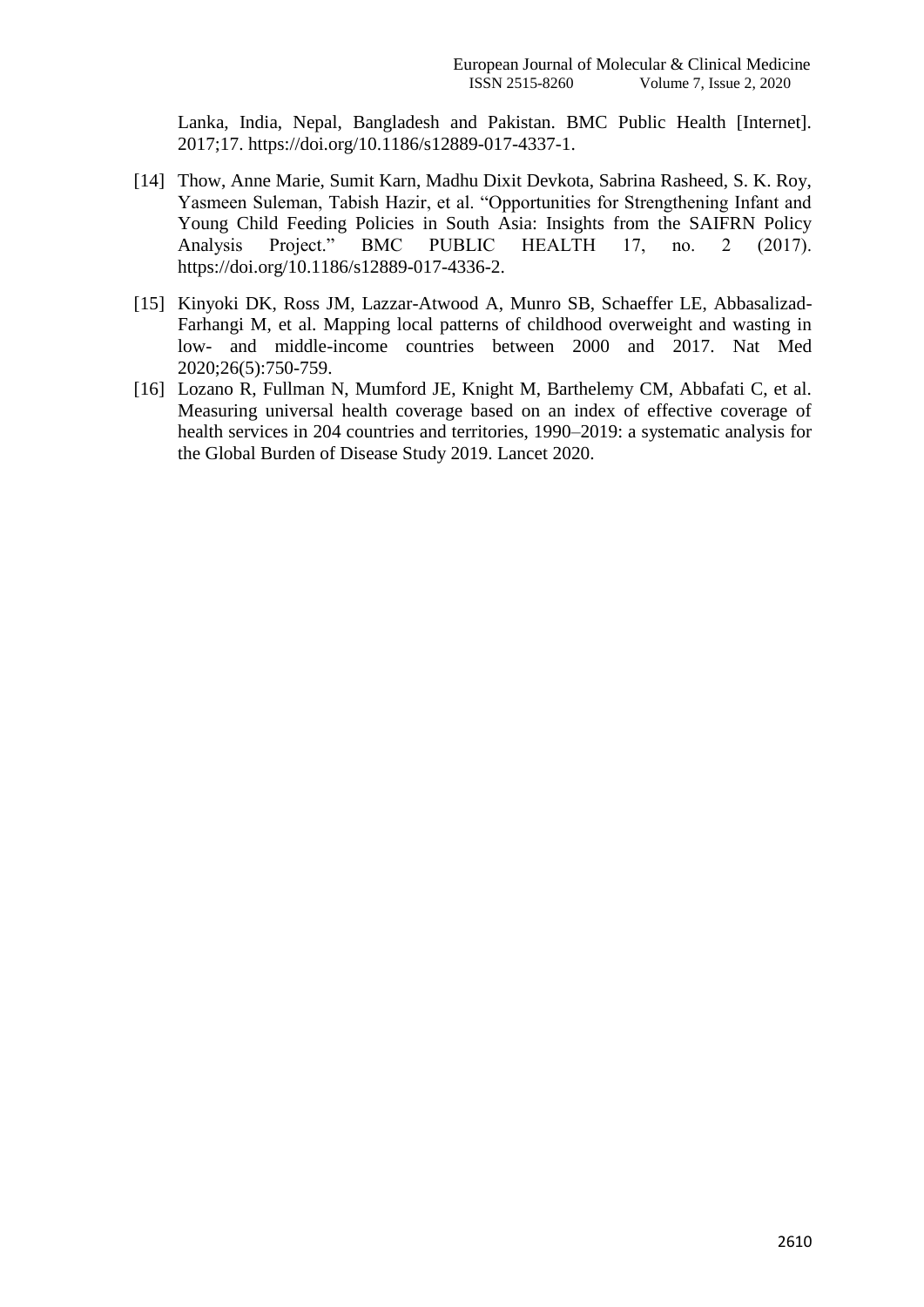Lanka, India, Nepal, Bangladesh and Pakistan. BMC Public Health [Internet]. 2017;17. https://doi.org/10.1186/s12889-017-4337-1.

[14] Thow, Anne Marie, Sumit Karn, Madhu Dixit Devkota, Sabrina Rasheed, S. K. Roy, Yasmeen Suleman, Tabish Hazir, et al. "Opportunities for Strengthening Infant and Young Child Feeding Policies in South Asia: Insights from the SAIFRN Policy Analysis Project." BMC PUBLIC HEALTH 17, no. 2 (2017). https://doi.org/10.1186/s12889-017-4336-2.

[15] Kinyoki DK, Ross JM, Lazzar-Atwood A, Munro SB, Schaeffer LE, Abbasalizad-Farhangi M, et al. Mapping local patterns of childhood overweight and wasting in low- and middle-income countries between 2000 and 2017. Nat Med 2020;26(5):750-759.

[16] Lozano R, Fullman N, Mumford JE, Knight M, Barthelemy CM, Abbafati C, et al. Measuring universal health coverage based on an index of effective coverage of health services in 204 countries and territories, 1990–2019: a systematic analysis for the Global Burden of Disease Study 2019. Lancet 2020.